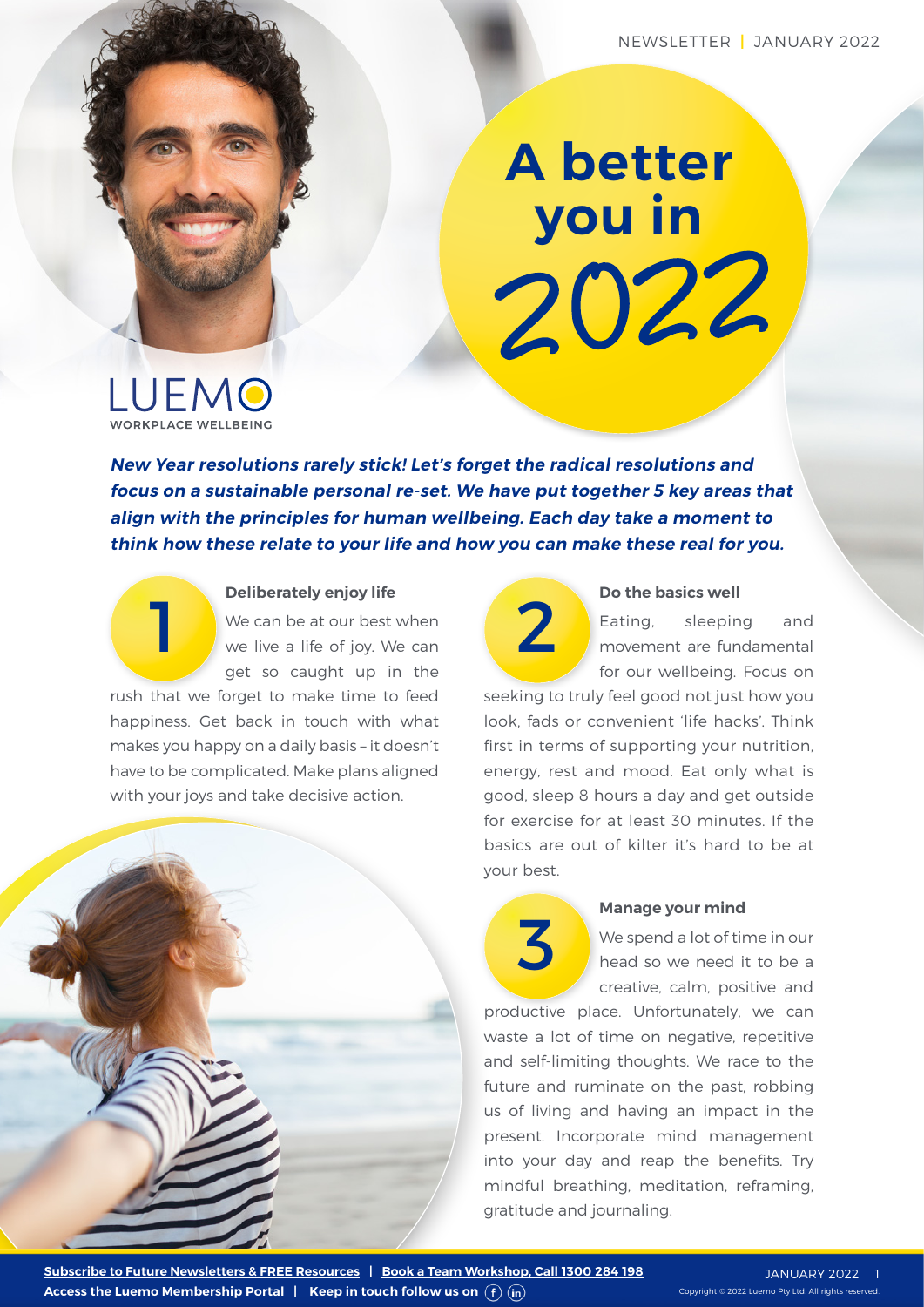NEWSLETTER | JANUARY 2022

# A better you in 2022

LUEMO
WORKPLACE WELLBEING

***New Year resolutions rarely stick! Let's forget the radical resolutions and focus on a sustainable personal re-set. We have put together 5 key areas that align with the principles for human wellbeing. Each day take a moment to think how these relate to your life and how you can make these real for you.***

## 1 Deliberately enjoy life

We can be at our best when we live a life of joy. We can get so caught up in the rush that we forget to make time to feed happiness. Get back in touch with what makes you happy on a daily basis – it doesn't have to be complicated. Make plans aligned with your joys and take decisive action.

## 2 Do the basics well

Eating, sleeping and movement are fundamental for our wellbeing. Focus on seeking to truly feel good not just how you look, fads or convenient 'life hacks'. Think first in terms of supporting your nutrition, energy, rest and mood. Eat only what is good, sleep 8 hours a day and get outside for exercise for at least 30 minutes. If the basics are out of kilter it's hard to be at your best.

## 3 Manage your mind

We spend a lot of time in our head so we need it to be a creative, calm, positive and productive place. Unfortunately, we can waste a lot of time on negative, repetitive and self-limiting thoughts. We race to the future and ruminate on the past, robbing us of living and having an impact in the present. Incorporate mind management into your day and reap the benefits. Try mindful breathing, meditation, reframing, gratitude and journaling.

**Subscribe to Future Newsletters & FREE Resources** | **Book a Team Workshop, Call 1300 284 198**
**Access the Luemo Membership Portal** | **Keep in touch follow us on**

Copyright © 2022 Luemo Pty Ltd. All rights reserved.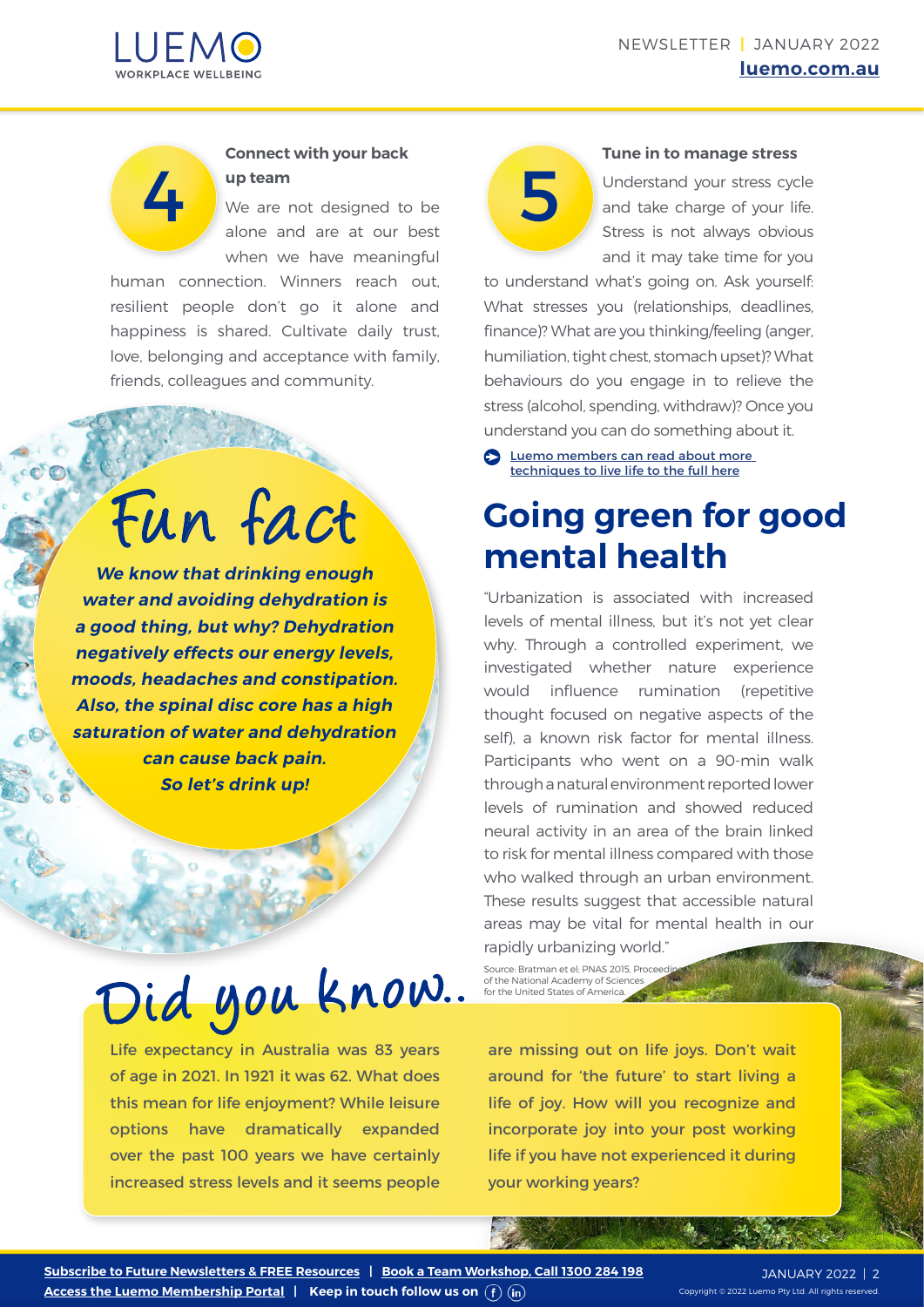### 4 Connect with your back up team

We are not designed to be alone and are at our best when we have meaningful human connection. Winners reach out, resilient people don't go it alone and happiness is shared. Cultivate daily trust, love, belonging and acceptance with family, friends, colleagues and community.

## Fun fact

***We know that drinking enough water and avoiding dehydration is a good thing, but why? Dehydration negatively effects our energy levels, moods, headaches and constipation. Also, the spinal disc core has a high saturation of water and dehydration can cause back pain. So let's drink up!***

### 5 Tune in to manage stress

Understand your stress cycle and take charge of your life. Stress is not always obvious and it may take time for you to understand what's going on. Ask yourself: What stresses you (relationships, deadlines, finance)? What are you thinking/feeling (anger, humiliation, tight chest, stomach upset)? What behaviours do you engage in to relieve the stress (alcohol, spending, withdraw)? Once you understand you can do something about it.

Luemo members can read about more techniques to live life to the full here

## Going green for good mental health

"Urbanization is associated with increased levels of mental illness, but it's not yet clear why. Through a controlled experiment, we investigated whether nature experience would influence rumination (repetitive thought focused on negative aspects of the self), a known risk factor for mental illness. Participants who went on a 90-min walk through a natural environment reported lower levels of rumination and showed reduced neural activity in an area of the brain linked to risk for mental illness compared with those who walked through an urban environment. These results suggest that accessible natural areas may be vital for mental health in our rapidly urbanizing world."

Source: Bratman et el; PNAS 2015, Proceedings of the National Academy of Sciences for the United States of America.

## Did you know..

Life expectancy in Australia was 83 years of age in 2021. In 1921 it was 62. What does this mean for life enjoyment? While leisure options have dramatically expanded over the past 100 years we have certainly increased stress levels and it seems people are missing out on life joys. Don't wait around for 'the future' to start living a life of joy. How will you recognize and incorporate joy into your post working life if you have not experienced it during your working years?

**Subscribe to Future Newsletters & FREE Resources** | **Book a Team Workshop, Call 1300 284 198**
**Access the Luemo Membership Portal** | **Keep in touch follow us on**